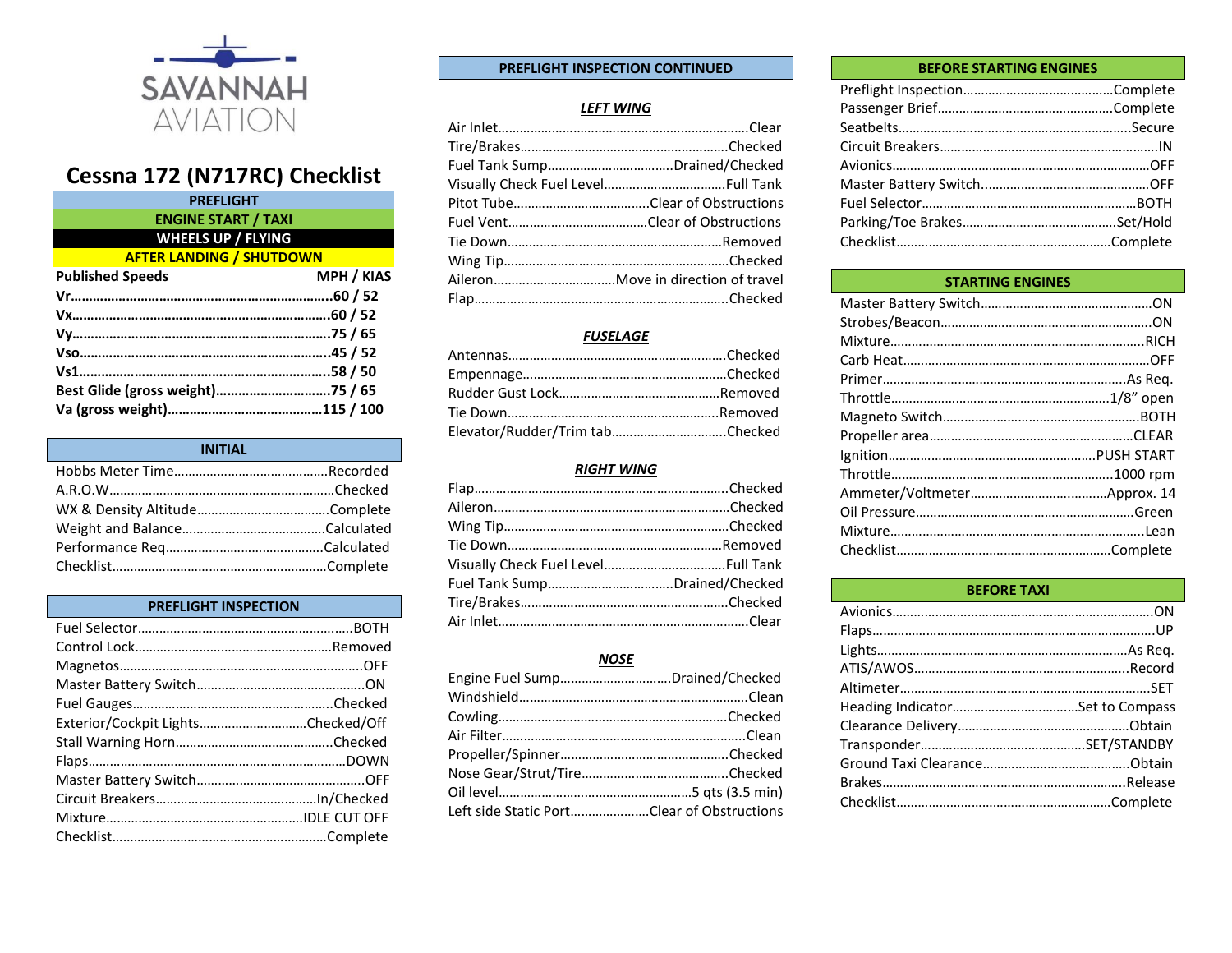SAVANNAH AVIATION

# Cessna 172 (N717RC) Checklist

PREFLIGHT
ENGINE START / TAXI
WHEELS UP / FLYING
AFTER LANDING / SHUTDOWN

| Published Speeds | MPH / KIAS |
|---|---|
| **Vr** | **60 / 52** |
| **Vx** | **60 / 52** |
| **Vy** | **75 / 65** |
| **Vso** | **45 / 52** |
| **Vs1** | **58 / 50** |
| **Best Glide (gross weight)** | **75 / 65** |
| **Va (gross weight)** | **115 / 100** |

## INITIAL

- Hobbs Meter Time........Recorded
- A.R.O.W........Checked
- WX & Density Altitude........Complete
- Weight and Balance........Calculated
- Performance Req........Calculated
- Checklist........Complete

## PREFLIGHT INSPECTION

- Fuel Selector........BOTH
- Control Lock........Removed
- Magnetos........OFF
- Master Battery Switch........ON
- Fuel Gauges........Checked
- Exterior/Cockpit Lights........Checked/Off
- Stall Warning Horn........Checked
- Flaps........DOWN
- Master Battery Switch........OFF
- Circuit Breakers........In/Checked
- Mixture........IDLE CUT OFF
- Checklist........Complete

## PREFLIGHT INSPECTION CONTINUED

***LEFT WING***

- Air Inlet........Clear
- Tire/Brakes........Checked
- Fuel Tank Sump........Drained/Checked
- Visually Check Fuel Level........Full Tank
- Pitot Tube........Clear of Obstructions
- Fuel Vent........Clear of Obstructions
- Tie Down........Removed
- Wing Tip........Checked
- Aileron........Move in direction of travel
- Flap........Checked

***FUSELAGE***

- Antennas........Checked
- Empennage........Checked
- Rudder Gust Lock........Removed
- Tie Down........Removed
- Elevator/Rudder/Trim tab........Checked

***RIGHT WING***

- Flap........Checked
- Aileron........Checked
- Wing Tip........Checked
- Tie Down........Removed
- Visually Check Fuel Level........Full Tank
- Fuel Tank Sump........Drained/Checked
- Tire/Brakes........Checked
- Air Inlet........Clear

***NOSE***

- Engine Fuel Sump........Drained/Checked
- Windshield........Clean
- Cowling........Checked
- Air Filter........Clean
- Propeller/Spinner........Checked
- Nose Gear/Strut/Tire........Checked
- Oil level........5 qts (3.5 min)
- Left side Static Port........Clear of Obstructions

## BEFORE STARTING ENGINES

- Preflight Inspection........Complete
- Passenger Brief........Complete
- Seatbelts........Secure
- Circuit Breakers........IN
- Avionics........OFF
- Master Battery Switch........OFF
- Fuel Selector........BOTH
- Parking/Toe Brakes........Set/Hold
- Checklist........Complete

## STARTING ENGINES

- Master Battery Switch........ON
- Strobes/Beacon........ON
- Mixture........RICH
- Carb Heat........OFF
- Primer........As Req.
- Throttle........1/8" open
- Magneto Switch........BOTH
- Propeller area........CLEAR
- Ignition........PUSH START
- Throttle........1000 rpm
- Ammeter/Voltmeter........Approx. 14
- Oil Pressure........Green
- Mixture........Lean
- Checklist........Complete

## BEFORE TAXI

- Avionics........ON
- Flaps........UP
- Lights........As Req.
- ATIS/AWOS........Record
- Altimeter........SET
- Heading Indicator........Set to Compass
- Clearance Delivery........Obtain
- Transponder........SET/STANDBY
- Ground Taxi Clearance........Obtain
- Brakes........Release
- Checklist........Complete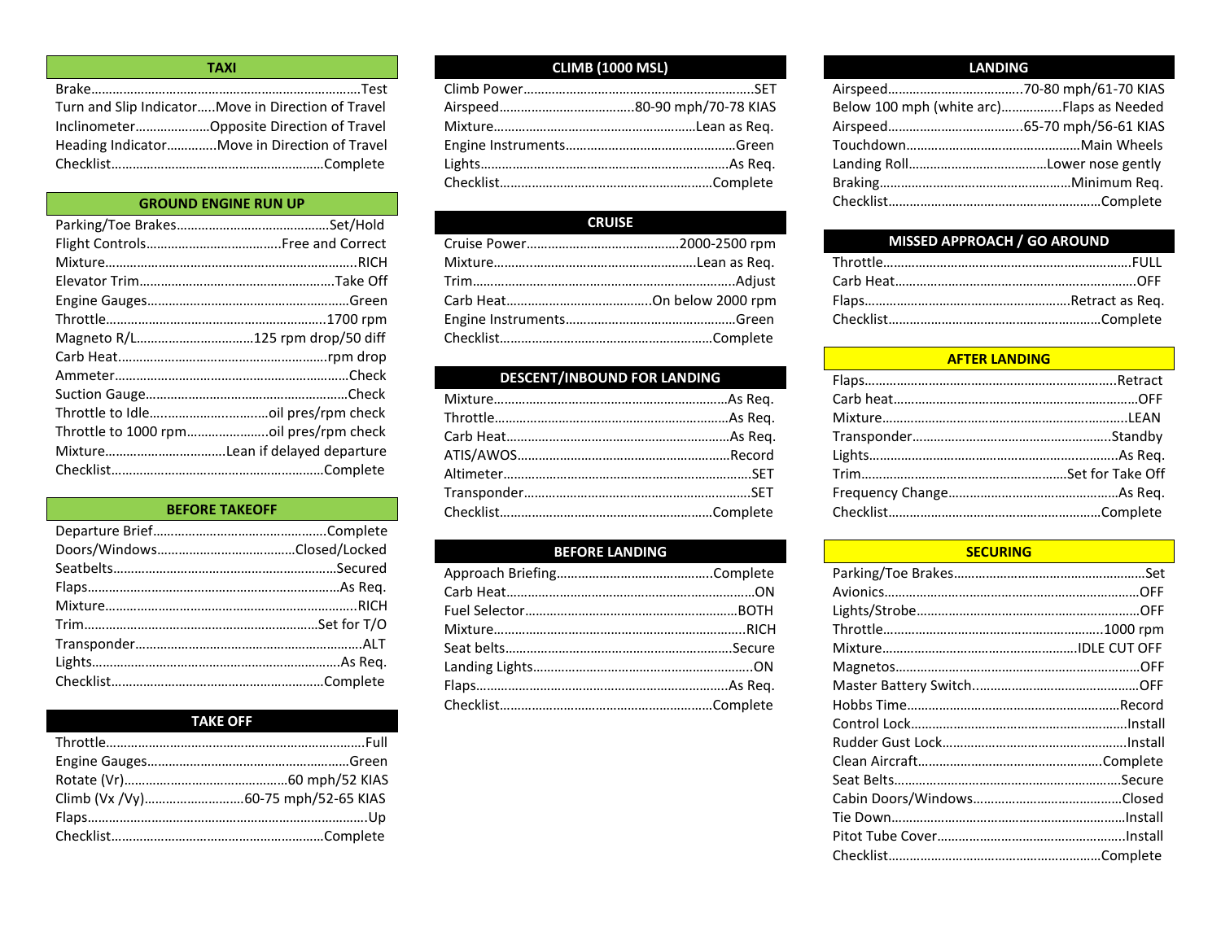## TAXI

| Item | Action |
|---|---|
| Brake | Test |
| Turn and Slip Indicator | Move in Direction of Travel |
| Inclinometer | Opposite Direction of Travel |
| Heading Indicator | Move in Direction of Travel |
| Checklist | Complete |

## GROUND ENGINE RUN UP

| Item | Action |
|---|---|
| Parking/Toe Brakes | Set/Hold |
| Flight Controls | Free and Correct |
| Mixture | RICH |
| Elevator Trim | Take Off |
| Engine Gauges | Green |
| Throttle | 1700 rpm |
| Magneto R/L | 125 rpm drop/50 diff |
| Carb Heat | rpm drop |
| Ammeter | Check |
| Suction Gauge | Check |
| Throttle to Idle | oil pres/rpm check |
| Throttle to 1000 rpm | oil pres/rpm check |
| Mixture | Lean if delayed departure |
| Checklist | Complete |

## BEFORE TAKEOFF

| Item | Action |
|---|---|
| Departure Brief | Complete |
| Doors/Windows | Closed/Locked |
| Seatbelts | Secured |
| Flaps | As Req. |
| Mixture | RICH |
| Trim | Set for T/O |
| Transponder | ALT |
| Lights | As Req. |
| Checklist | Complete |

## TAKE OFF

| Item | Action |
|---|---|
| Throttle | Full |
| Engine Gauges | Green |
| Rotate (Vr) | 60 mph/52 KIAS |
| Climb (Vx /Vy) | 60-75 mph/52-65 KIAS |
| Flaps | Up |
| Checklist | Complete |

## CLIMB (1000 MSL)

| Item | Action |
|---|---|
| Climb Power | SET |
| Airspeed | 80-90 mph/70-78 KIAS |
| Mixture | Lean as Req. |
| Engine Instruments | Green |
| Lights | As Req. |
| Checklist | Complete |

## CRUISE

| Item | Action |
|---|---|
| Cruise Power | 2000-2500 rpm |
| Mixture | Lean as Req. |
| Trim | Adjust |
| Carb Heat | On below 2000 rpm |
| Engine Instruments | Green |
| Checklist | Complete |

## DESCENT/INBOUND FOR LANDING

| Item | Action |
|---|---|
| Mixture | As Req. |
| Throttle | As Req. |
| Carb Heat | As Req. |
| ATIS/AWOS | Record |
| Altimeter | SET |
| Transponder | SET |
| Checklist | Complete |

## BEFORE LANDING

| Item | Action |
|---|---|
| Approach Briefing | Complete |
| Carb Heat | ON |
| Fuel Selector | BOTH |
| Mixture | RICH |
| Seat belts | Secure |
| Landing Lights | ON |
| Flaps | As Req. |
| Checklist | Complete |

## LANDING

| Item | Action |
|---|---|
| Airspeed | 70-80 mph/61-70 KIAS |
| Below 100 mph (white arc) | Flaps as Needed |
| Airspeed | 65-70 mph/56-61 KIAS |
| Touchdown | Main Wheels |
| Landing Roll | Lower nose gently |
| Braking | Minimum Req. |
| Checklist | Complete |

## MISSED APPROACH / GO AROUND

| Item | Action |
|---|---|
| Throttle | FULL |
| Carb Heat | OFF |
| Flaps | Retract as Req. |
| Checklist | Complete |

## AFTER LANDING

| Item | Action |
|---|---|
| Flaps | Retract |
| Carb heat | OFF |
| Mixture | LEAN |
| Transponder | Standby |
| Lights | As Req. |
| Trim | Set for Take Off |
| Frequency Change | As Req. |
| Checklist | Complete |

## SECURING

| Item | Action |
|---|---|
| Parking/Toe Brakes | Set |
| Avionics | OFF |
| Lights/Strobe | OFF |
| Throttle | 1000 rpm |
| Mixture | IDLE CUT OFF |
| Magnetos | OFF |
| Master Battery Switch | OFF |
| Hobbs Time | Record |
| Control Lock | Install |
| Rudder Gust Lock | Install |
| Clean Aircraft | Complete |
| Seat Belts | Secure |
| Cabin Doors/Windows | Closed |
| Tie Down | Install |
| Pitot Tube Cover | Install |
| Checklist | Complete |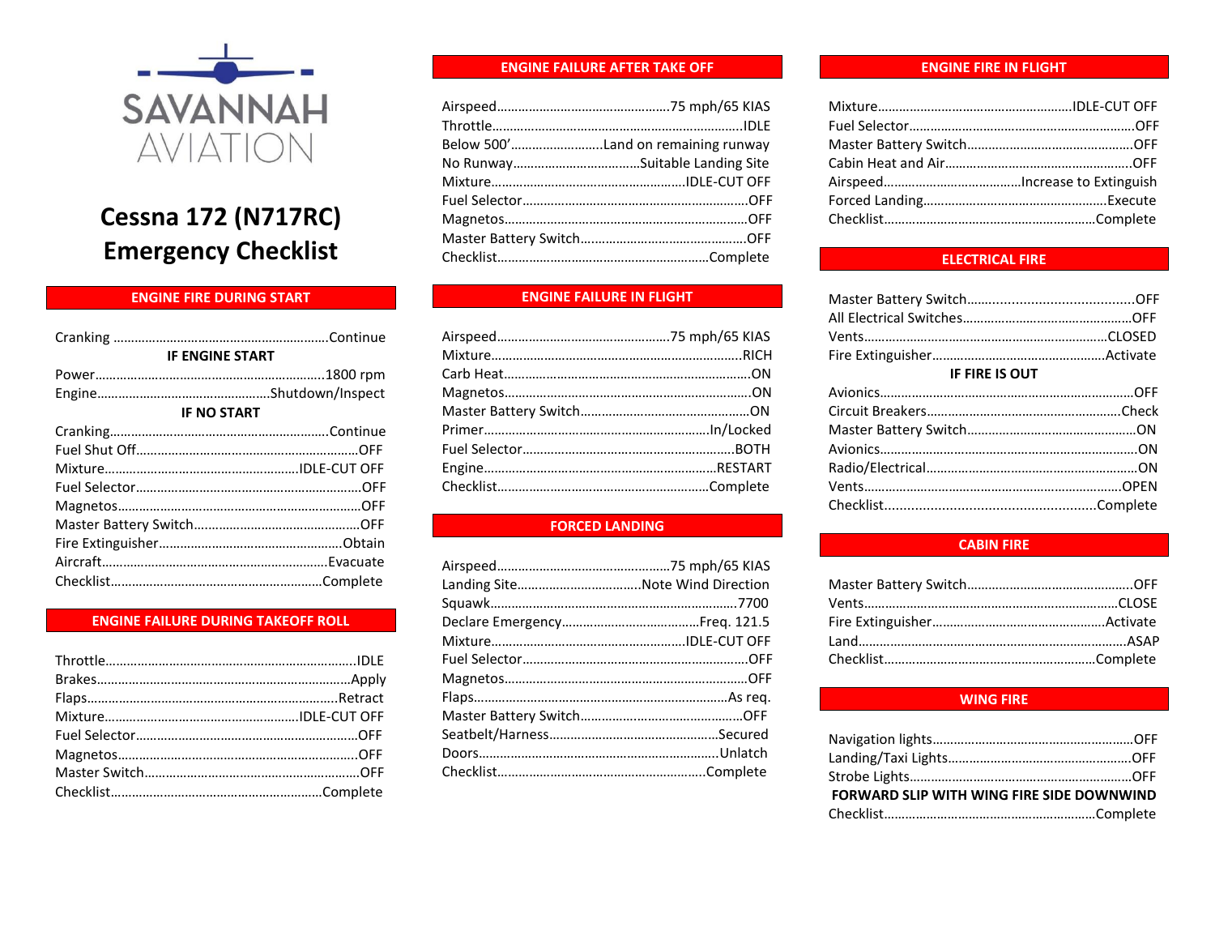SAVANNAH AVIATION

# Cessna 172 (N717RC) Emergency Checklist

## ENGINE FIRE DURING START

Cranking ............................................................Continue

**IF ENGINE START**

Power................................................................1800 rpm
Engine................................................Shutdown/Inspect

**IF NO START**

Cranking............................................................Continue
Fuel Shut Off.............................................................OFF
Mixture......................................................IDLE-CUT OFF
Fuel Selector...............................................................OFF
Magnetos....................................................................OFF
Master Battery Switch..............................................OFF
Fire Extinguisher...................................................Obtain
Aircraft...............................................................Evacuate
Checklist..........................................................Complete

## ENGINE FAILURE DURING TAKEOFF ROLL

Throttle.......................................................................IDLE
Brakes.......................................................................Apply
Flaps......................................................................Retract
Mixture......................................................IDLE-CUT OFF
Fuel Selector..............................................................OFF
Magnetos...................................................................OFF
Master Switch............................................................OFF
Checklist..........................................................Complete

## ENGINE FAILURE AFTER TAKE OFF

Airspeed................................................75 mph/65 KIAS
Throttle.......................................................................IDLE
Below 500'..........................Land on remaining runway
No Runway...................................Suitable Landing Site
Mixture......................................................IDLE-CUT OFF
Fuel Selector..............................................................OFF
Magnetos...................................................................OFF
Master Battery Switch..............................................OFF
Checklist..........................................................Complete

## ENGINE FAILURE IN FLIGHT

Airspeed................................................75 mph/65 KIAS
Mixture.....................................................................RICH
Carb Heat....................................................................ON
Magnetos....................................................................ON
Master Battery Switch...............................................ON
Primer...............................................................In/Locked
Fuel Selector..........................................................BOTH
Engine................................................................RESTART
Checklist..........................................................Complete

## FORCED LANDING

Airspeed................................................75 mph/65 KIAS
Landing Site..................................Note Wind Direction
Squawk.......................................................................7700
Declare Emergency......................................Freq. 121.5
Mixture......................................................IDLE-CUT OFF
Fuel Selector..............................................................OFF
Magnetos...................................................................OFF
Flaps.......................................................................As req.
Master Battery Switch..............................................OFF
Seatbelt/Harness...............................................Secured
Doors...................................................................Unlatch
Checklist..........................................................Complete

## ENGINE FIRE IN FLIGHT

Mixture......................................................IDLE-CUT OFF
Fuel Selector..............................................................OFF
Master Battery Switch..............................................OFF
Cabin Heat and Air....................................................OFF
Airspeed......................................Increase to Extinguish
Forced Landing..................................................Execute
Checklist..........................................................Complete

## ELECTRICAL FIRE

Master Battery Switch...........................................OFF
All Electrical Switches...............................................OFF
Vents..................................................................CLOSED
Fire Extinguisher................................................Activate

**IF FIRE IS OUT**

Avionics.....................................................................OFF
Circuit Breakers.....................................................Check
Master Battery Switch...............................................ON
Avionics.......................................................................ON
Radio/Electrical...........................................................ON
Vents.......................................................................OPEN
Checklist..........................................................Complete

## CABIN FIRE

Master Battery Switch..............................................OFF
Vents...................................................................CLOSE
Fire Extinguisher................................................Activate
Land........................................................................ASAP
Checklist..........................................................Complete

## WING FIRE

Navigation lights........................................................OFF
Landing/Taxi Lights...................................................OFF
Strobe Lights..............................................................OFF

**FORWARD SLIP WITH WING FIRE SIDE DOWNWIND**

Checklist..........................................................Complete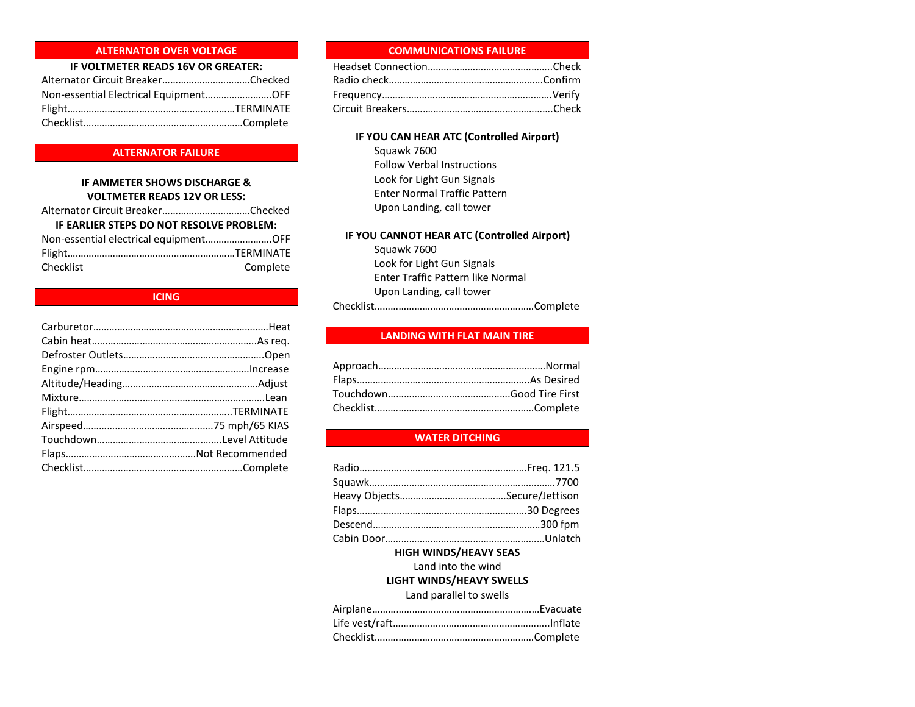## ALTERNATOR OVER VOLTAGE

**IF VOLTMETER READS 16V OR GREATER:**

Alternator Circuit Breaker................................Checked
Non-essential Electrical Equipment.........................OFF
Flight..............................................................TERMINATE
Checklist...........................................................Complete

## ALTERNATOR FAILURE

**IF AMMETER SHOWS DISCHARGE & VOLTMETER READS 12V OR LESS:**

Alternator Circuit Breaker................................Checked

**IF EARLIER STEPS DO NOT RESOLVE PROBLEM:**

Non-essential electrical equipment.........................OFF
Flight..............................................................TERMINATE
Checklist Complete

## ICING

Carburetor.................................................................Heat
Cabin heat.............................................................As req.
Defroster Outlets....................................................Open
Engine rpm.........................................................Increase
Altitude/Heading..................................................Adjust
Mixture.....................................................................Lean
Flight.............................................................TERMINATE
Airspeed................................................75 mph/65 KIAS
Touchdown..............................................Level Attitude
Flaps................................................Not Recommended
Checklist...........................................................Complete

## COMMUNICATIONS FAILURE

Headset Connection..............................................Check
Radio check.........................................................Confirm
Frequency...............................................................Verify
Circuit Breakers......................................................Check

**IF YOU CAN HEAR ATC (Controlled Airport)**

Squawk 7600
Follow Verbal Instructions
Look for Light Gun Signals
Enter Normal Traffic Pattern
Upon Landing, call tower

**IF YOU CANNOT HEAR ATC (Controlled Airport)**

Squawk 7600
Look for Light Gun Signals
Enter Traffic Pattern like Normal
Upon Landing, call tower

Checklist...........................................................Complete

## LANDING WITH FLAT MAIN TIRE

Approach.............................................................Normal
Flaps................................................................As Desired
Touchdown.............................................Good Tire First
Checklist...........................................................Complete

## WATER DITCHING

Radio.............................................................Freq. 121.5
Squawk.....................................................................7700
Heavy Objects.......................................Secure/Jettison
Flaps..............................................................30 Degrees
Descend..............................................................300 fpm
Cabin Door...........................................................Unlatch

**HIGH WINDS/HEAVY SEAS**

Land into the wind

**LIGHT WINDS/HEAVY SWELLS**

Land parallel to swells

Airplane.............................................................Evacuate
Life vest/raft..........................................................Inflate
Checklist...........................................................Complete